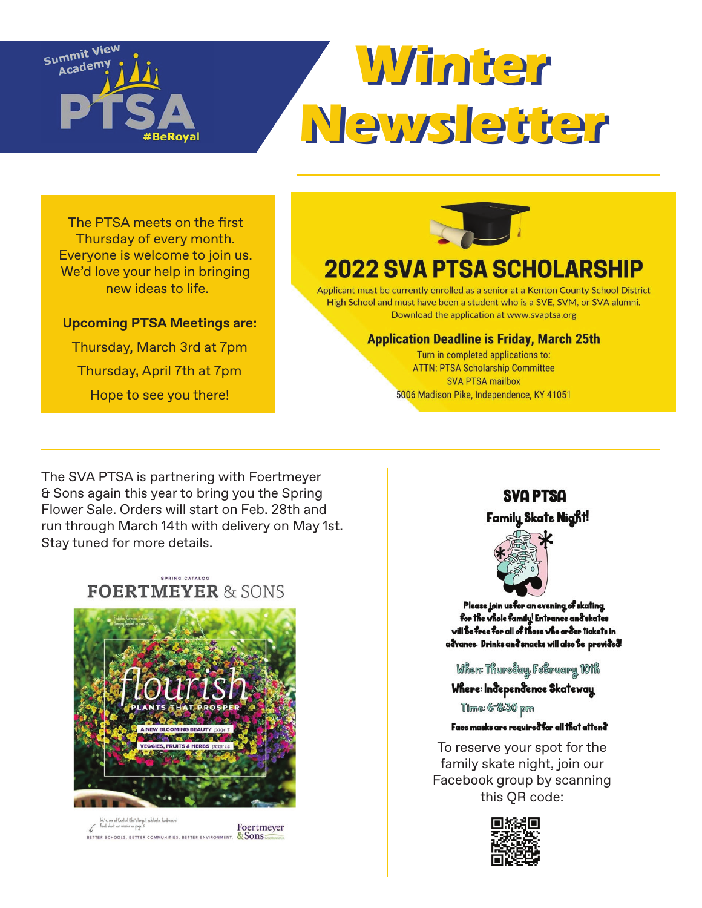Summit View Academy PTSA #BeRoyal

# Winter Newsletter

The PTSA meets on the first Thursday of every month. Everyone is welcome to join us. We'd love your help in bringing new ideas to life.

**Upcoming PTSA Meetings are:**

Thursday, March 3rd at 7pm

Thursday, April 7th at 7pm

Hope to see you there!

## 2022 SVA PTSA SCHOLARSHIP

Applicant must be currently enrolled as a senior at a Kenton County School District High School and must have been a student who is a SVE, SVM, or SVA alumni. Download the application at www.svaptsa.org

**Application Deadline is Friday, March 25th**

Turn in completed applications to:
ATTN: PTSA Scholarship Committee
SVA PTSA mailbox
5006 Madison Pike, Independence, KY 41051

The SVA PTSA is partnering with Foertmeyer & Sons again this year to bring you the Spring Flower Sale. Orders will start on Feb. 28th and run through March 14th with delivery on May 1st. Stay tuned for more details.

SPRING CATALOG
FOERTMEYER & SONS

flourish
PLANTS THAT PROSPER
A NEW BLOOMING BEAUTY page 7
VEGGIES, FRUITS & HERBS page 14

BETTER SCHOOLS. BETTER COMMUNITIES. BETTER ENVIRONMENT. Foertmeyer & Sons

## SVA PTSA

**Family Skate Night!**

Please join us for an evening of skating for the whole family! Entrance and skates will be free for all of those who order tickets in advance. Drinks and snacks will also be provided!

When: Thursday, February 10th

Where: Independence Skateway

Time: 6-8:30 pm

Face masks are required for all that attend

To reserve your spot for the family skate night, join our Facebook group by scanning this QR code: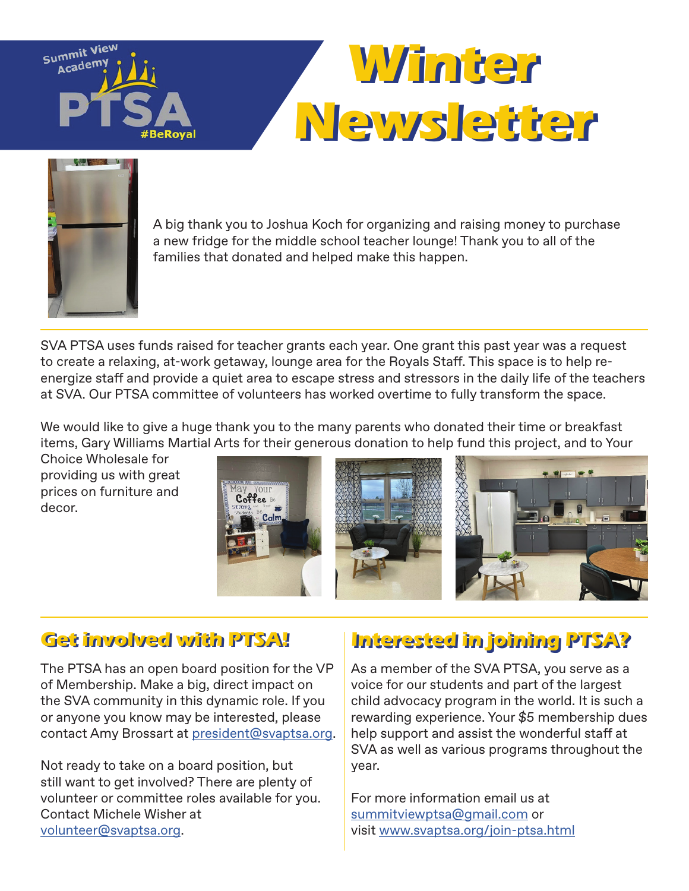# Winter Newsletter

A big thank you to Joshua Koch for organizing and raising money to purchase a new fridge for the middle school teacher lounge! Thank you to all of the families that donated and helped make this happen.

---

SVA PTSA uses funds raised for teacher grants each year. One grant this past year was a request to create a relaxing, at-work getaway, lounge area for the Royals Staff. This space is to help re-energize staff and provide a quiet area to escape stress and stressors in the daily life of the teachers at SVA. Our PTSA committee of volunteers has worked overtime to fully transform the space.

We would like to give a huge thank you to the many parents who donated their time or breakfast items, Gary Williams Martial Arts for their generous donation to help fund this project, and to Your Choice Wholesale for providing us with great prices on furniture and decor.

---

## Get involved with PTSA!

The PTSA has an open board position for the VP of Membership. Make a big, direct impact on the SVA community in this dynamic role. If you or anyone you know may be interested, please contact Amy Brossart at president@svaptsa.org.

Not ready to take on a board position, but still want to get involved? There are plenty of volunteer or committee roles available for you. Contact Michele Wisher at volunteer@svaptsa.org.

## Interested in joining PTSA?

As a member of the SVA PTSA, you serve as a voice for our students and part of the largest child advocacy program in the world. It is such a rewarding experience. Your $5 membership dues help support and assist the wonderful staff at SVA as well as various programs throughout the year.

For more information email us at summitviewptsa@gmail.com or visit www.svaptsa.org/join-ptsa.html